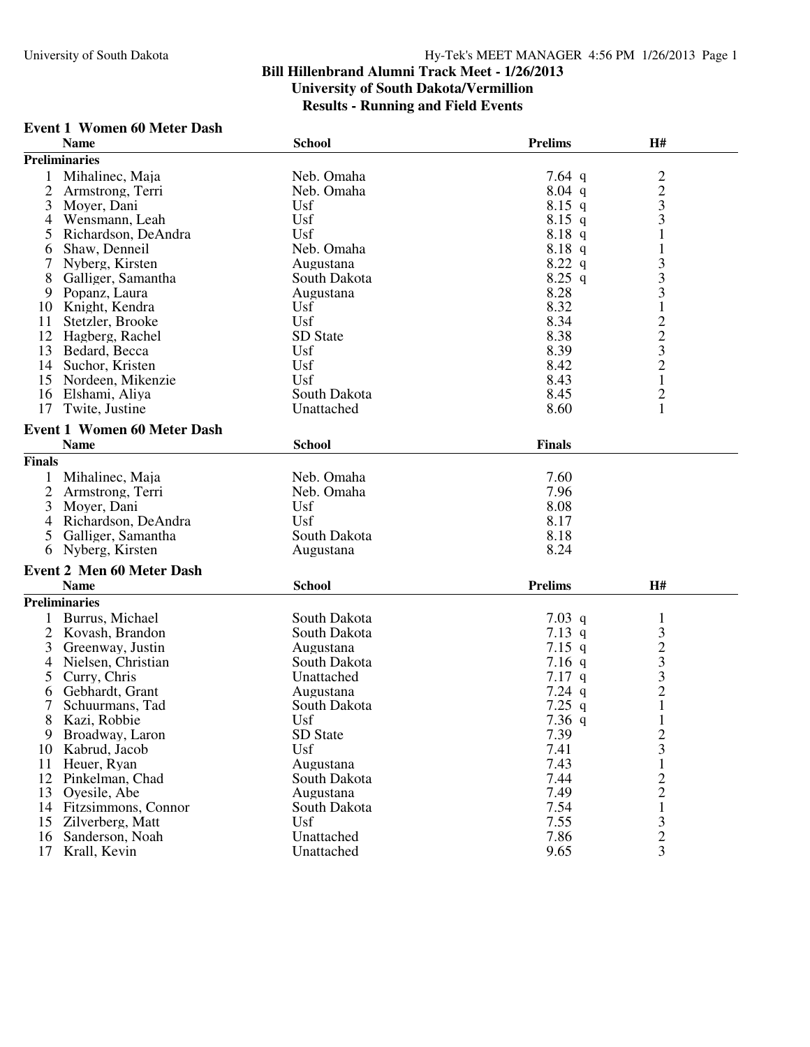# Bill Hillenbrand Alumni Track Meet - 1/26/2013

## University of South Dakota/Vermillion

## Results - Running and Field Events

### Event 1 Women 60 Meter Dash

| | Name | School | Prelims | H# |
|---|---|---|---|---|
| **Preliminaries** | | | | |
| 1 | Mihalinec, Maja | Neb. Omaha | 7.64 q | 2 |
| 2 | Armstrong, Terri | Neb. Omaha | 8.04 q | 2 |
| 3 | Moyer, Dani | Usf | 8.15 q | 3 |
| 4 | Wensmann, Leah | Usf | 8.15 q | 3 |
| 5 | Richardson, DeAndra | Usf | 8.18 q | 1 |
| 6 | Shaw, Denneil | Neb. Omaha | 8.18 q | 1 |
| 7 | Nyberg, Kirsten | Augustana | 8.22 q | 3 |
| 8 | Galliger, Samantha | South Dakota | 8.25 q | 3 |
| 9 | Popanz, Laura | Augustana | 8.28 | 3 |
| 10 | Knight, Kendra | Usf | 8.32 | 1 |
| 11 | Stetzler, Brooke | Usf | 8.34 | 2 |
| 12 | Hagberg, Rachel | SD State | 8.38 | 2 |
| 13 | Bedard, Becca | Usf | 8.39 | 3 |
| 14 | Suchor, Kristen | Usf | 8.42 | 2 |
| 15 | Nordeen, Mikenzie | Usf | 8.43 | 1 |
| 16 | Elshami, Aliya | South Dakota | 8.45 | 2 |
| 17 | Twite, Justine | Unattached | 8.60 | 1 |

### Event 1 Women 60 Meter Dash

| | Name | School | Finals |
|---|---|---|---|
| **Finals** | | | |
| 1 | Mihalinec, Maja | Neb. Omaha | 7.60 |
| 2 | Armstrong, Terri | Neb. Omaha | 7.96 |
| 3 | Moyer, Dani | Usf | 8.08 |
| 4 | Richardson, DeAndra | Usf | 8.17 |
| 5 | Galliger, Samantha | South Dakota | 8.18 |
| 6 | Nyberg, Kirsten | Augustana | 8.24 |

### Event 2 Men 60 Meter Dash

| | Name | School | Prelims | H# |
|---|---|---|---|---|
| **Preliminaries** | | | | |
| 1 | Burrus, Michael | South Dakota | 7.03 q | 1 |
| 2 | Kovash, Brandon | South Dakota | 7.13 q | 3 |
| 3 | Greenway, Justin | Augustana | 7.15 q | 2 |
| 4 | Nielsen, Christian | South Dakota | 7.16 q | 3 |
| 5 | Curry, Chris | Unattached | 7.17 q | 3 |
| 6 | Gebhardt, Grant | Augustana | 7.24 q | 2 |
| 7 | Schuurmans, Tad | South Dakota | 7.25 q | 1 |
| 8 | Kazi, Robbie | Usf | 7.36 q | 1 |
| 9 | Broadway, Laron | SD State | 7.39 | 2 |
| 10 | Kabrud, Jacob | Usf | 7.41 | 3 |
| 11 | Heuer, Ryan | Augustana | 7.43 | 1 |
| 12 | Pinkelman, Chad | South Dakota | 7.44 | 2 |
| 13 | Oyesile, Abe | Augustana | 7.49 | 2 |
| 14 | Fitzsimmons, Connor | South Dakota | 7.54 | 1 |
| 15 | Zilverberg, Matt | Usf | 7.55 | 3 |
| 16 | Sanderson, Noah | Unattached | 7.86 | 2 |
| 17 | Krall, Kevin | Unattached | 9.65 | 3 |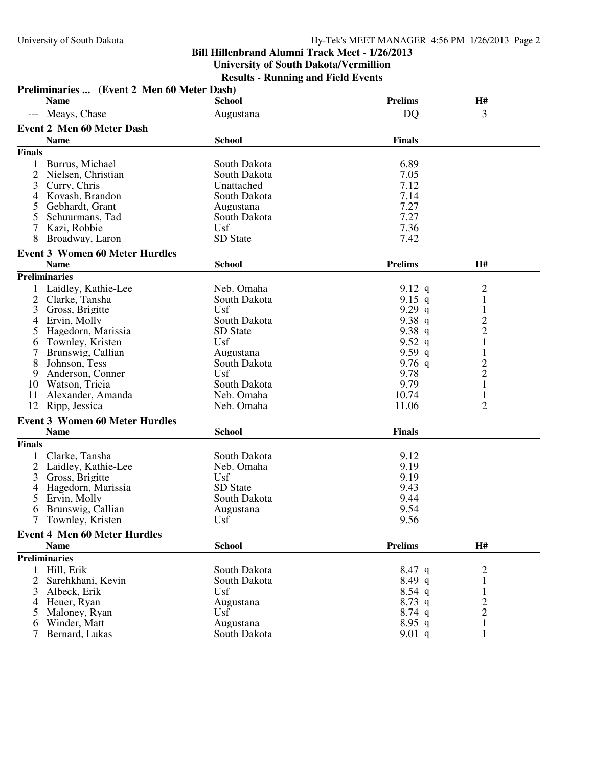## Bill Hillenbrand Alumni Track Meet - 1/26/2013
## University of South Dakota/Vermillion
## Results - Running and Field Events

### Preliminaries ... (Event 2 Men 60 Meter Dash)

| | Name | School | Prelims | H# |
|---|---|---|---|---|
| --- | Meays, Chase | Augustana | DQ | 3 |

### Event 2 Men 60 Meter Dash

| | Name | School | Finals |
|---|---|---|---|
| **Finals** | | | |
| 1 | Burrus, Michael | South Dakota | 6.89 |
| 2 | Nielsen, Christian | South Dakota | 7.05 |
| 3 | Curry, Chris | Unattached | 7.12 |
| 4 | Kovash, Brandon | South Dakota | 7.14 |
| 5 | Gebhardt, Grant | Augustana | 7.27 |
| 5 | Schuurmans, Tad | South Dakota | 7.27 |
| 7 | Kazi, Robbie | Usf | 7.36 |
| 8 | Broadway, Laron | SD State | 7.42 |

### Event 3 Women 60 Meter Hurdles

| | Name | School | Prelims | H# |
|---|---|---|---|---|
| **Preliminaries** | | | | |
| 1 | Laidley, Kathie-Lee | Neb. Omaha | 9.12 q | 2 |
| 2 | Clarke, Tansha | South Dakota | 9.15 q | 1 |
| 3 | Gross, Brigitte | Usf | 9.29 q | 1 |
| 4 | Ervin, Molly | South Dakota | 9.38 q | 2 |
| 5 | Hagedorn, Marissia | SD State | 9.38 q | 2 |
| 6 | Townley, Kristen | Usf | 9.52 q | 1 |
| 7 | Brunswig, Callian | Augustana | 9.59 q | 1 |
| 8 | Johnson, Tess | South Dakota | 9.76 q | 2 |
| 9 | Anderson, Conner | Usf | 9.78 | 2 |
| 10 | Watson, Tricia | South Dakota | 9.79 | 1 |
| 11 | Alexander, Amanda | Neb. Omaha | 10.74 | 1 |
| 12 | Ripp, Jessica | Neb. Omaha | 11.06 | 2 |

### Event 3 Women 60 Meter Hurdles

| | Name | School | Finals |
|---|---|---|---|
| **Finals** | | | |
| 1 | Clarke, Tansha | South Dakota | 9.12 |
| 2 | Laidley, Kathie-Lee | Neb. Omaha | 9.19 |
| 3 | Gross, Brigitte | Usf | 9.19 |
| 4 | Hagedorn, Marissia | SD State | 9.43 |
| 5 | Ervin, Molly | South Dakota | 9.44 |
| 6 | Brunswig, Callian | Augustana | 9.54 |
| 7 | Townley, Kristen | Usf | 9.56 |

### Event 4 Men 60 Meter Hurdles

| | Name | School | Prelims | H# |
|---|---|---|---|---|
| **Preliminaries** | | | | |
| 1 | Hill, Erik | South Dakota | 8.47 q | 2 |
| 2 | Sarehkhani, Kevin | South Dakota | 8.49 q | 1 |
| 3 | Albeck, Erik | Usf | 8.54 q | 1 |
| 4 | Heuer, Ryan | Augustana | 8.73 q | 2 |
| 5 | Maloney, Ryan | Usf | 8.74 q | 2 |
| 6 | Winder, Matt | Augustana | 8.95 q | 1 |
| 7 | Bernard, Lukas | South Dakota | 9.01 q | 1 |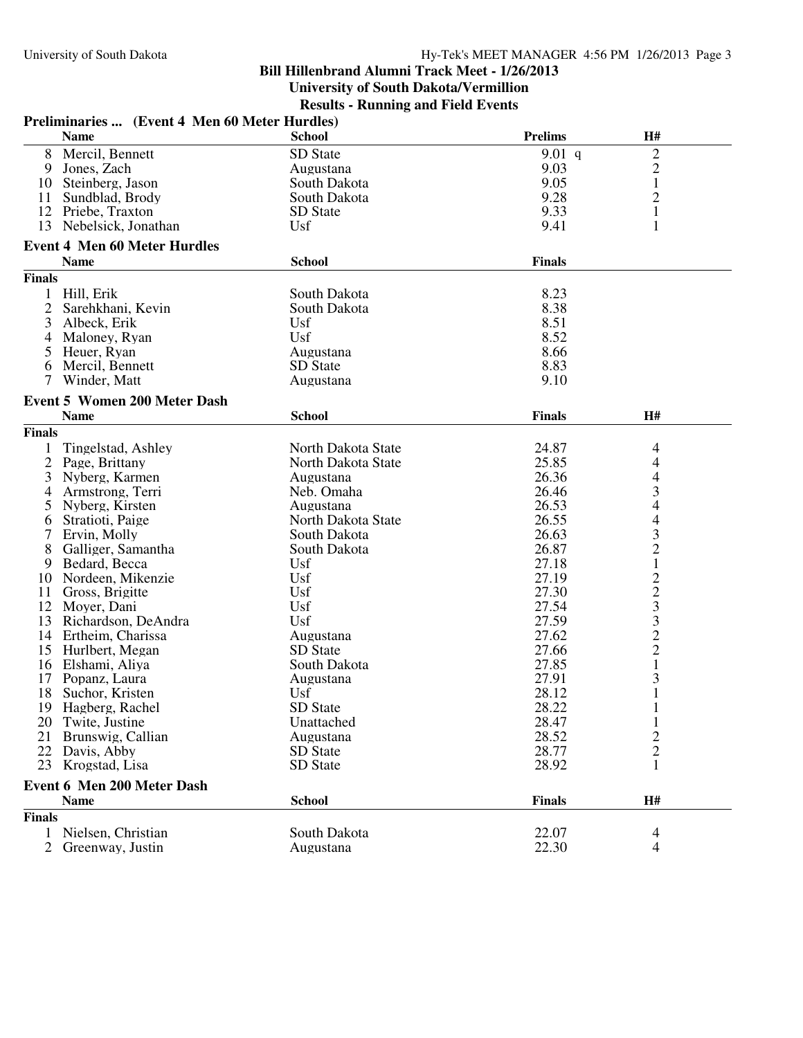## Bill Hillenbrand Alumni Track Meet - 1/26/2013
## University of South Dakota/Vermillion
## Results - Running and Field Events

### Preliminaries ... (Event 4 Men 60 Meter Hurdles)

| | Name | School | Prelims | H# |
|---|---|---|---|---|
| 8 | Mercil, Bennett | SD State | 9.01 q | 2 |
| 9 | Jones, Zach | Augustana | 9.03 | 2 |
| 10 | Steinberg, Jason | South Dakota | 9.05 | 1 |
| 11 | Sundblad, Brody | South Dakota | 9.28 | 2 |
| 12 | Priebe, Traxton | SD State | 9.33 | 1 |
| 13 | Nebelsick, Jonathan | Usf | 9.41 | 1 |

### Event 4 Men 60 Meter Hurdles

**Finals**

| | Name | School | Finals |
|---|---|---|---|
| 1 | Hill, Erik | South Dakota | 8.23 |
| 2 | Sarehkhani, Kevin | South Dakota | 8.38 |
| 3 | Albeck, Erik | Usf | 8.51 |
| 4 | Maloney, Ryan | Usf | 8.52 |
| 5 | Heuer, Ryan | Augustana | 8.66 |
| 6 | Mercil, Bennett | SD State | 8.83 |
| 7 | Winder, Matt | Augustana | 9.10 |

### Event 5 Women 200 Meter Dash

**Finals**

| | Name | School | Finals | H# |
|---|---|---|---|---|
| 1 | Tingelstad, Ashley | North Dakota State | 24.87 | 4 |
| 2 | Page, Brittany | North Dakota State | 25.85 | 4 |
| 3 | Nyberg, Karmen | Augustana | 26.36 | 4 |
| 4 | Armstrong, Terri | Neb. Omaha | 26.46 | 3 |
| 5 | Nyberg, Kirsten | Augustana | 26.53 | 4 |
| 6 | Stratioti, Paige | North Dakota State | 26.55 | 4 |
| 7 | Ervin, Molly | South Dakota | 26.63 | 3 |
| 8 | Galliger, Samantha | South Dakota | 26.87 | 2 |
| 9 | Bedard, Becca | Usf | 27.18 | 1 |
| 10 | Nordeen, Mikenzie | Usf | 27.19 | 2 |
| 11 | Gross, Brigitte | Usf | 27.30 | 2 |
| 12 | Moyer, Dani | Usf | 27.54 | 3 |
| 13 | Richardson, DeAndra | Usf | 27.59 | 3 |
| 14 | Ertheim, Charissa | Augustana | 27.62 | 2 |
| 15 | Hurlbert, Megan | SD State | 27.66 | 2 |
| 16 | Elshami, Aliya | South Dakota | 27.85 | 1 |
| 17 | Popanz, Laura | Augustana | 27.91 | 3 |
| 18 | Suchor, Kristen | Usf | 28.12 | 1 |
| 19 | Hagberg, Rachel | SD State | 28.22 | 1 |
| 20 | Twite, Justine | Unattached | 28.47 | 1 |
| 21 | Brunswig, Callian | Augustana | 28.52 | 2 |
| 22 | Davis, Abby | SD State | 28.77 | 2 |
| 23 | Krogstad, Lisa | SD State | 28.92 | 1 |

### Event 6 Men 200 Meter Dash

**Finals**

| | Name | School | Finals | H# |
|---|---|---|---|---|
| 1 | Nielsen, Christian | South Dakota | 22.07 | 4 |
| 2 | Greenway, Justin | Augustana | 22.30 | 4 |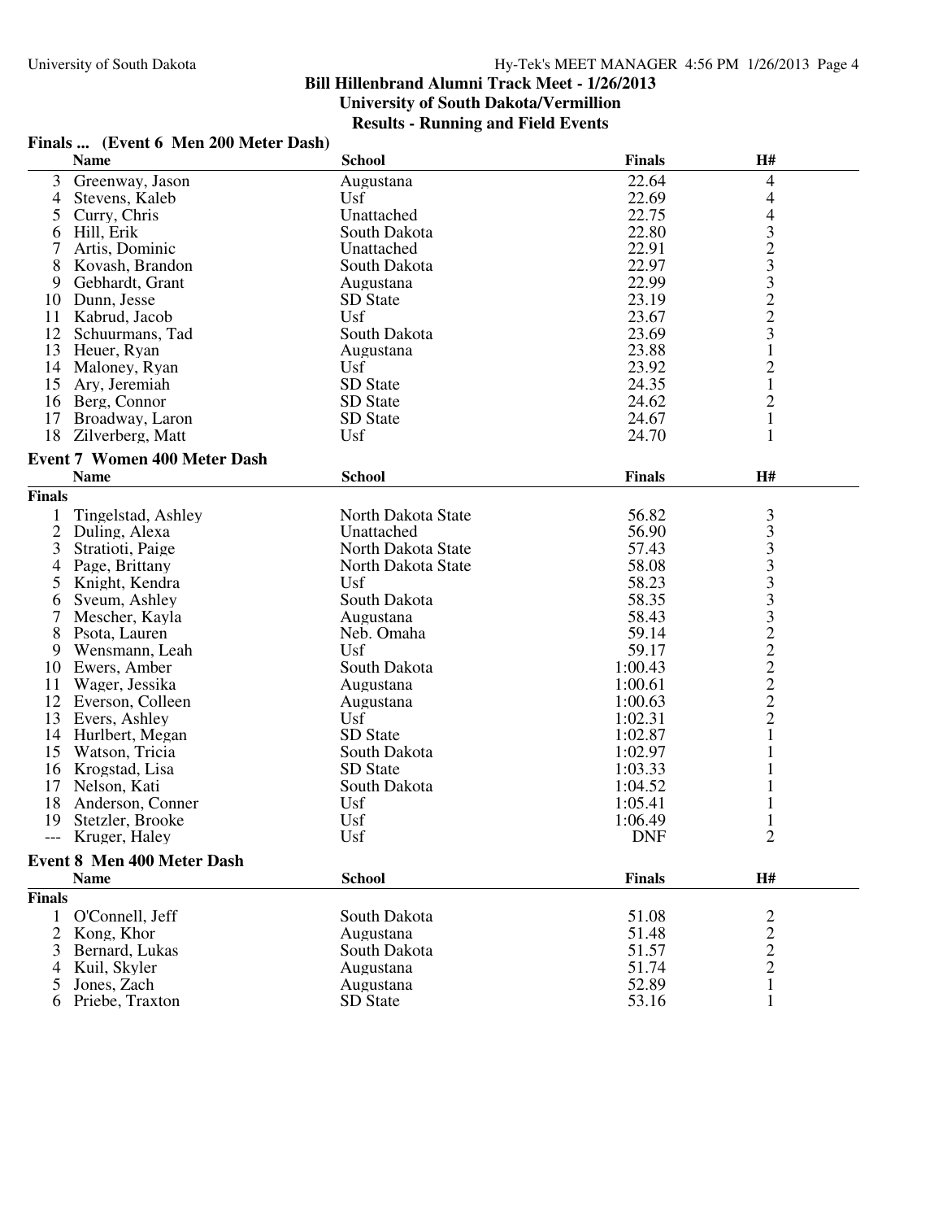## Bill Hillenbrand Alumni Track Meet - 1/26/2013
## University of South Dakota/Vermillion
## Results - Running and Field Events

### Finals ... (Event 6 Men 200 Meter Dash)

| | Name | School | Finals | H# |
|---|---|---|---|---|
| 3 | Greenway, Jason | Augustana | 22.64 | 4 |
| 4 | Stevens, Kaleb | Usf | 22.69 | 4 |
| 5 | Curry, Chris | Unattached | 22.75 | 4 |
| 6 | Hill, Erik | South Dakota | 22.80 | 3 |
| 7 | Artis, Dominic | Unattached | 22.91 | 2 |
| 8 | Kovash, Brandon | South Dakota | 22.97 | 3 |
| 9 | Gebhardt, Grant | Augustana | 22.99 | 3 |
| 10 | Dunn, Jesse | SD State | 23.19 | 2 |
| 11 | Kabrud, Jacob | Usf | 23.67 | 2 |
| 12 | Schuurmans, Tad | South Dakota | 23.69 | 3 |
| 13 | Heuer, Ryan | Augustana | 23.88 | 1 |
| 14 | Maloney, Ryan | Usf | 23.92 | 2 |
| 15 | Ary, Jeremiah | SD State | 24.35 | 1 |
| 16 | Berg, Connor | SD State | 24.62 | 2 |
| 17 | Broadway, Laron | SD State | 24.67 | 1 |
| 18 | Zilverberg, Matt | Usf | 24.70 | 1 |

### Event 7 Women 400 Meter Dash

| | Name | School | Finals | H# |
|---|---|---|---|---|
| **Finals** | | | | |
| 1 | Tingelstad, Ashley | North Dakota State | 56.82 | 3 |
| 2 | Duling, Alexa | Unattached | 56.90 | 3 |
| 3 | Stratioti, Paige | North Dakota State | 57.43 | 3 |
| 4 | Page, Brittany | North Dakota State | 58.08 | 3 |
| 5 | Knight, Kendra | Usf | 58.23 | 3 |
| 6 | Sveum, Ashley | South Dakota | 58.35 | 3 |
| 7 | Mescher, Kayla | Augustana | 58.43 | 3 |
| 8 | Psota, Lauren | Neb. Omaha | 59.14 | 2 |
| 9 | Wensmann, Leah | Usf | 59.17 | 2 |
| 10 | Ewers, Amber | South Dakota | 1:00.43 | 2 |
| 11 | Wager, Jessika | Augustana | 1:00.61 | 2 |
| 12 | Everson, Colleen | Augustana | 1:00.63 | 2 |
| 13 | Evers, Ashley | Usf | 1:02.31 | 2 |
| 14 | Hurlbert, Megan | SD State | 1:02.87 | 1 |
| 15 | Watson, Tricia | South Dakota | 1:02.97 | 1 |
| 16 | Krogstad, Lisa | SD State | 1:03.33 | 1 |
| 17 | Nelson, Kati | South Dakota | 1:04.52 | 1 |
| 18 | Anderson, Conner | Usf | 1:05.41 | 1 |
| 19 | Stetzler, Brooke | Usf | 1:06.49 | 1 |
| --- | Kruger, Haley | Usf | DNF | 2 |

### Event 8 Men 400 Meter Dash

| | Name | School | Finals | H# |
|---|---|---|---|---|
| **Finals** | | | | |
| 1 | O'Connell, Jeff | South Dakota | 51.08 | 2 |
| 2 | Kong, Khor | Augustana | 51.48 | 2 |
| 3 | Bernard, Lukas | South Dakota | 51.57 | 2 |
| 4 | Kuil, Skyler | Augustana | 51.74 | 2 |
| 5 | Jones, Zach | Augustana | 52.89 | 1 |
| 6 | Priebe, Traxton | SD State | 53.16 | 1 |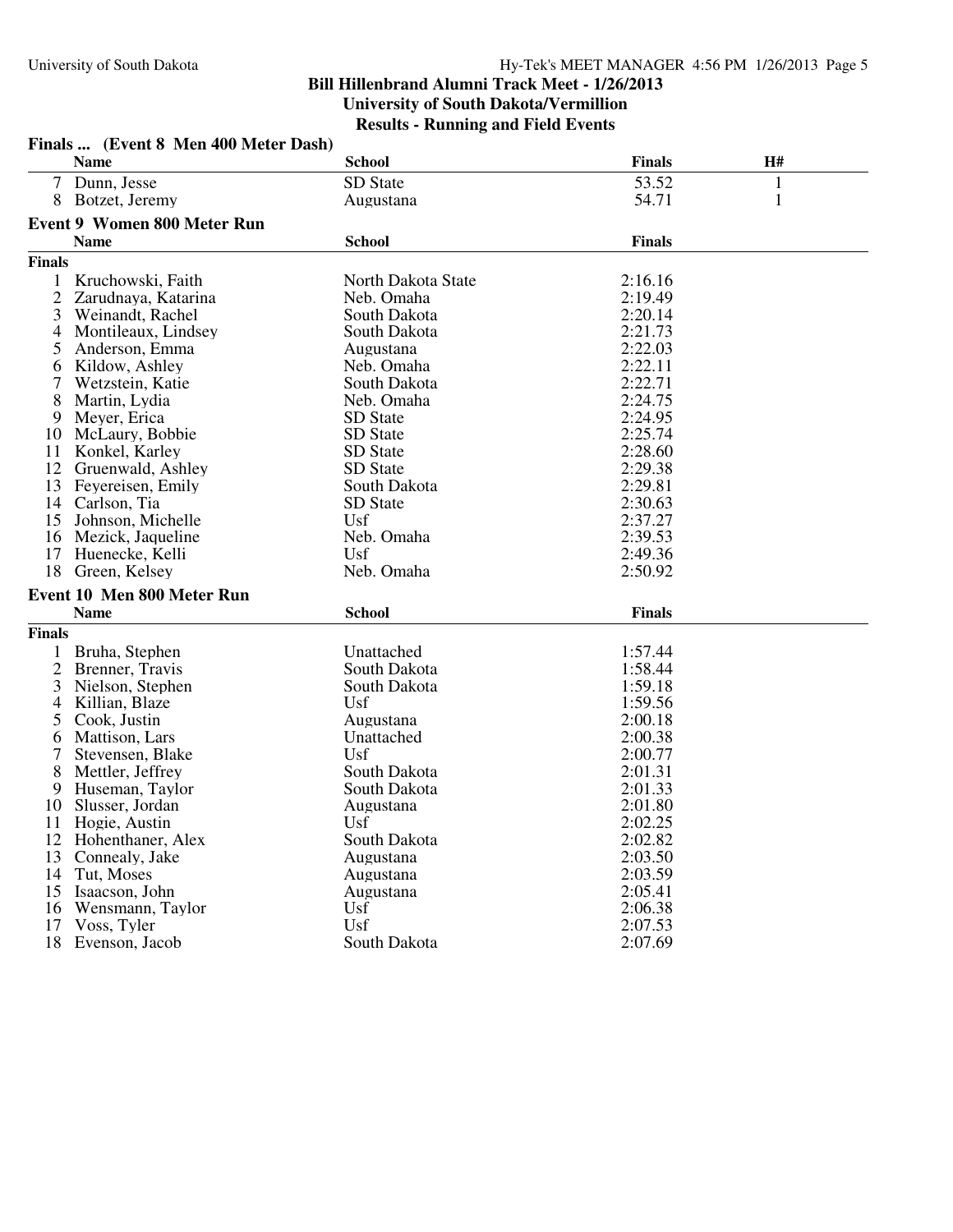## Finals ... (Event 8 Men 400 Meter Dash)

| | Name | School | Finals | H# |
|---|---|---|---|---|
| 7 | Dunn, Jesse | SD State | 53.52 | 1 |
| 8 | Botzet, Jeremy | Augustana | 54.71 | 1 |

## Event 9 Women 800 Meter Run

**Finals**

| | Name | School | Finals |
|---|---|---|---|
| 1 | Kruchowski, Faith | North Dakota State | 2:16.16 |
| 2 | Zarudnaya, Katarina | Neb. Omaha | 2:19.49 |
| 3 | Weinandt, Rachel | South Dakota | 2:20.14 |
| 4 | Montileaux, Lindsey | South Dakota | 2:21.73 |
| 5 | Anderson, Emma | Augustana | 2:22.03 |
| 6 | Kildow, Ashley | Neb. Omaha | 2:22.11 |
| 7 | Wetzstein, Katie | South Dakota | 2:22.71 |
| 8 | Martin, Lydia | Neb. Omaha | 2:24.75 |
| 9 | Meyer, Erica | SD State | 2:24.95 |
| 10 | McLaury, Bobbie | SD State | 2:25.74 |
| 11 | Konkel, Karley | SD State | 2:28.60 |
| 12 | Gruenwald, Ashley | SD State | 2:29.38 |
| 13 | Feyereisen, Emily | South Dakota | 2:29.81 |
| 14 | Carlson, Tia | SD State | 2:30.63 |
| 15 | Johnson, Michelle | Usf | 2:37.27 |
| 16 | Mezick, Jaqueline | Neb. Omaha | 2:39.53 |
| 17 | Huenecke, Kelli | Usf | 2:49.36 |
| 18 | Green, Kelsey | Neb. Omaha | 2:50.92 |

## Event 10 Men 800 Meter Run

**Finals**

| | Name | School | Finals |
|---|---|---|---|
| 1 | Bruha, Stephen | Unattached | 1:57.44 |
| 2 | Brenner, Travis | South Dakota | 1:58.44 |
| 3 | Nielson, Stephen | South Dakota | 1:59.18 |
| 4 | Killian, Blaze | Usf | 1:59.56 |
| 5 | Cook, Justin | Augustana | 2:00.18 |
| 6 | Mattison, Lars | Unattached | 2:00.38 |
| 7 | Stevensen, Blake | Usf | 2:00.77 |
| 8 | Mettler, Jeffrey | South Dakota | 2:01.31 |
| 9 | Huseman, Taylor | South Dakota | 2:01.33 |
| 10 | Slusser, Jordan | Augustana | 2:01.80 |
| 11 | Hogie, Austin | Usf | 2:02.25 |
| 12 | Hohenthaner, Alex | South Dakota | 2:02.82 |
| 13 | Connealy, Jake | Augustana | 2:03.50 |
| 14 | Tut, Moses | Augustana | 2:03.59 |
| 15 | Isaacson, John | Augustana | 2:05.41 |
| 16 | Wensmann, Taylor | Usf | 2:06.38 |
| 17 | Voss, Tyler | Usf | 2:07.53 |
| 18 | Evenson, Jacob | South Dakota | 2:07.69 |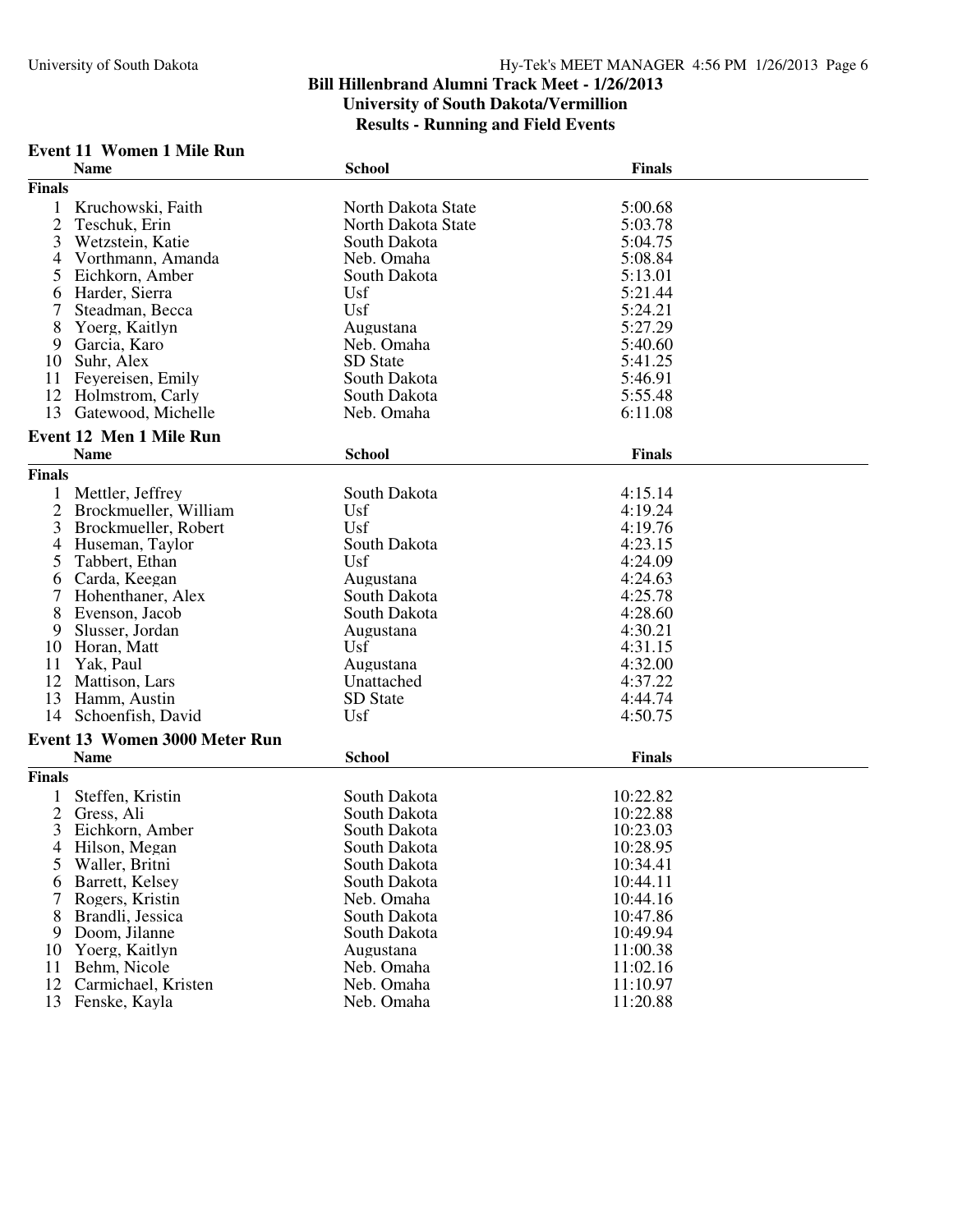## Bill Hillenbrand Alumni Track Meet - 1/26/2013
## University of South Dakota/Vermillion
## Results - Running and Field Events

### Event 11 Women 1 Mile Run

| | Name | School | Finals |
|---|---|---|---|
| **Finals** | | | |
| 1 | Kruchowski, Faith | North Dakota State | 5:00.68 |
| 2 | Teschuk, Erin | North Dakota State | 5:03.78 |
| 3 | Wetzstein, Katie | South Dakota | 5:04.75 |
| 4 | Vorthmann, Amanda | Neb. Omaha | 5:08.84 |
| 5 | Eichkorn, Amber | South Dakota | 5:13.01 |
| 6 | Harder, Sierra | Usf | 5:21.44 |
| 7 | Steadman, Becca | Usf | 5:24.21 |
| 8 | Yoerg, Kaitlyn | Augustana | 5:27.29 |
| 9 | Garcia, Karo | Neb. Omaha | 5:40.60 |
| 10 | Suhr, Alex | SD State | 5:41.25 |
| 11 | Feyereisen, Emily | South Dakota | 5:46.91 |
| 12 | Holmstrom, Carly | South Dakota | 5:55.48 |
| 13 | Gatewood, Michelle | Neb. Omaha | 6:11.08 |

### Event 12 Men 1 Mile Run

| | Name | School | Finals |
|---|---|---|---|
| **Finals** | | | |
| 1 | Mettler, Jeffrey | South Dakota | 4:15.14 |
| 2 | Brockmueller, William | Usf | 4:19.24 |
| 3 | Brockmueller, Robert | Usf | 4:19.76 |
| 4 | Huseman, Taylor | South Dakota | 4:23.15 |
| 5 | Tabbert, Ethan | Usf | 4:24.09 |
| 6 | Carda, Keegan | Augustana | 4:24.63 |
| 7 | Hohenthaner, Alex | South Dakota | 4:25.78 |
| 8 | Evenson, Jacob | South Dakota | 4:28.60 |
| 9 | Slusser, Jordan | Augustana | 4:30.21 |
| 10 | Horan, Matt | Usf | 4:31.15 |
| 11 | Yak, Paul | Augustana | 4:32.00 |
| 12 | Mattison, Lars | Unattached | 4:37.22 |
| 13 | Hamm, Austin | SD State | 4:44.74 |
| 14 | Schoenfish, David | Usf | 4:50.75 |

### Event 13 Women 3000 Meter Run

| | Name | School | Finals |
|---|---|---|---|
| **Finals** | | | |
| 1 | Steffen, Kristin | South Dakota | 10:22.82 |
| 2 | Gress, Ali | South Dakota | 10:22.88 |
| 3 | Eichkorn, Amber | South Dakota | 10:23.03 |
| 4 | Hilson, Megan | South Dakota | 10:28.95 |
| 5 | Waller, Britni | South Dakota | 10:34.41 |
| 6 | Barrett, Kelsey | South Dakota | 10:44.11 |
| 7 | Rogers, Kristin | Neb. Omaha | 10:44.16 |
| 8 | Brandli, Jessica | South Dakota | 10:47.86 |
| 9 | Doom, Jilanne | South Dakota | 10:49.94 |
| 10 | Yoerg, Kaitlyn | Augustana | 11:00.38 |
| 11 | Behm, Nicole | Neb. Omaha | 11:02.16 |
| 12 | Carmichael, Kristen | Neb. Omaha | 11:10.97 |
| 13 | Fenske, Kayla | Neb. Omaha | 11:20.88 |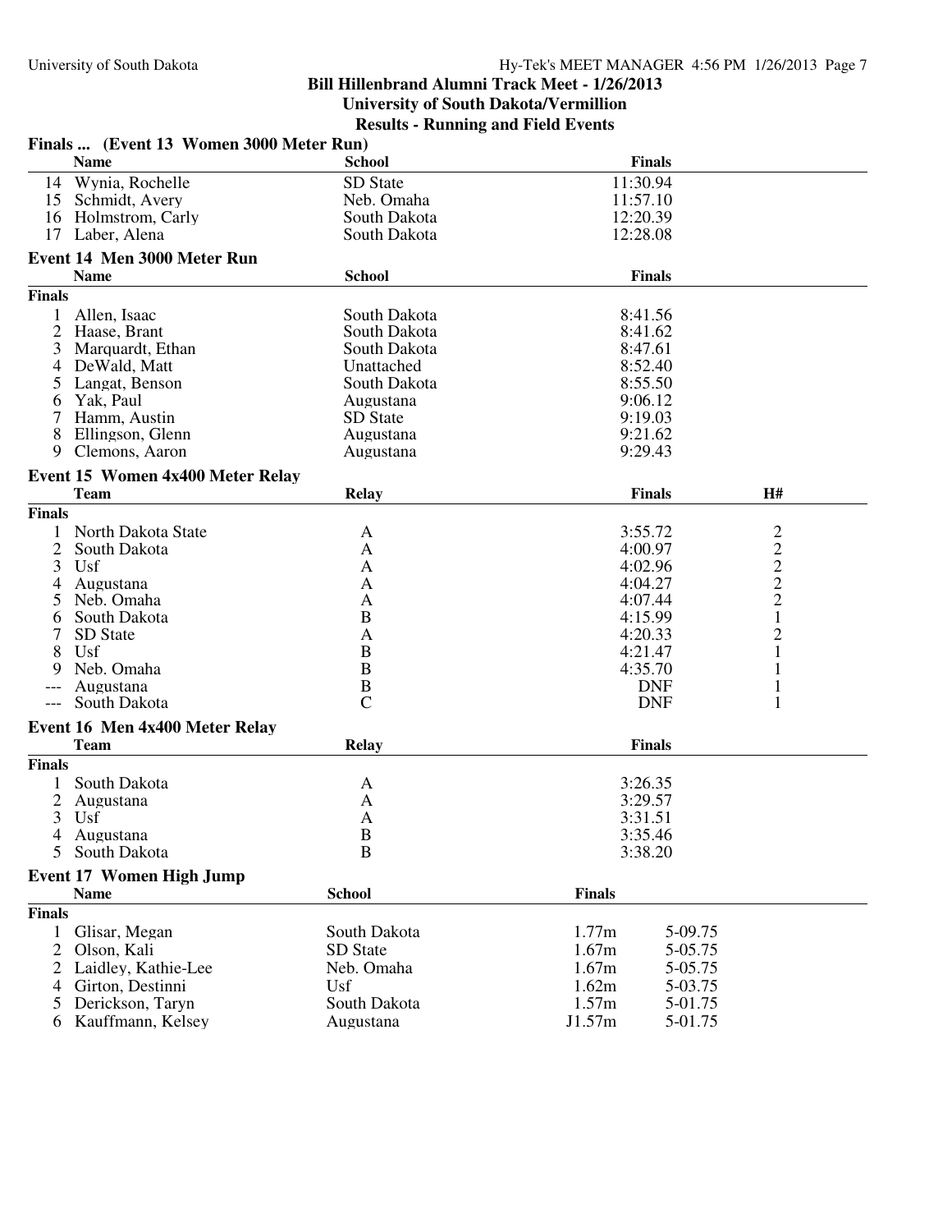## Bill Hillenbrand Alumni Track Meet - 1/26/2013

**University of South Dakota/Vermillion**

**Results - Running and Field Events**

### Finals ... (Event 13 Women 3000 Meter Run)

| | Name | School | Finals |
|---|---|---|---|
| 14 | Wynia, Rochelle | SD State | 11:30.94 |
| 15 | Schmidt, Avery | Neb. Omaha | 11:57.10 |
| 16 | Holmstrom, Carly | South Dakota | 12:20.39 |
| 17 | Laber, Alena | South Dakota | 12:28.08 |

### Event 14 Men 3000 Meter Run

**Finals**

| | Name | School | Finals |
|---|---|---|---|
| 1 | Allen, Isaac | South Dakota | 8:41.56 |
| 2 | Haase, Brant | South Dakota | 8:41.62 |
| 3 | Marquardt, Ethan | South Dakota | 8:47.61 |
| 4 | DeWald, Matt | Unattached | 8:52.40 |
| 5 | Langat, Benson | South Dakota | 8:55.50 |
| 6 | Yak, Paul | Augustana | 9:06.12 |
| 7 | Hamm, Austin | SD State | 9:19.03 |
| 8 | Ellingson, Glenn | Augustana | 9:21.62 |
| 9 | Clemons, Aaron | Augustana | 9:29.43 |

### Event 15 Women 4x400 Meter Relay

**Finals**

| | Team | Relay | Finals | H# |
|---|---|---|---|---|
| 1 | North Dakota State | A | 3:55.72 | 2 |
| 2 | South Dakota | A | 4:00.97 | 2 |
| 3 | Usf | A | 4:02.96 | 2 |
| 4 | Augustana | A | 4:04.27 | 2 |
| 5 | Neb. Omaha | A | 4:07.44 | 2 |
| 6 | South Dakota | B | 4:15.99 | 1 |
| 7 | SD State | A | 4:20.33 | 2 |
| 8 | Usf | B | 4:21.47 | 1 |
| 9 | Neb. Omaha | B | 4:35.70 | 1 |
| --- | Augustana | B | DNF | 1 |
| --- | South Dakota | C | DNF | 1 |

### Event 16 Men 4x400 Meter Relay

**Finals**

| | Team | Relay | Finals |
|---|---|---|---|
| 1 | South Dakota | A | 3:26.35 |
| 2 | Augustana | A | 3:29.57 |
| 3 | Usf | A | 3:31.51 |
| 4 | Augustana | B | 3:35.46 |
| 5 | South Dakota | B | 3:38.20 |

### Event 17 Women High Jump

**Finals**

| | Name | School | Finals | |
|---|---|---|---|---|
| 1 | Glisar, Megan | South Dakota | 1.77m | 5-09.75 |
| 2 | Olson, Kali | SD State | 1.67m | 5-05.75 |
| 2 | Laidley, Kathie-Lee | Neb. Omaha | 1.67m | 5-05.75 |
| 4 | Girton, Destinni | Usf | 1.62m | 5-03.75 |
| 5 | Derickson, Taryn | South Dakota | 1.57m | 5-01.75 |
| 6 | Kauffmann, Kelsey | Augustana | J1.57m | 5-01.75 |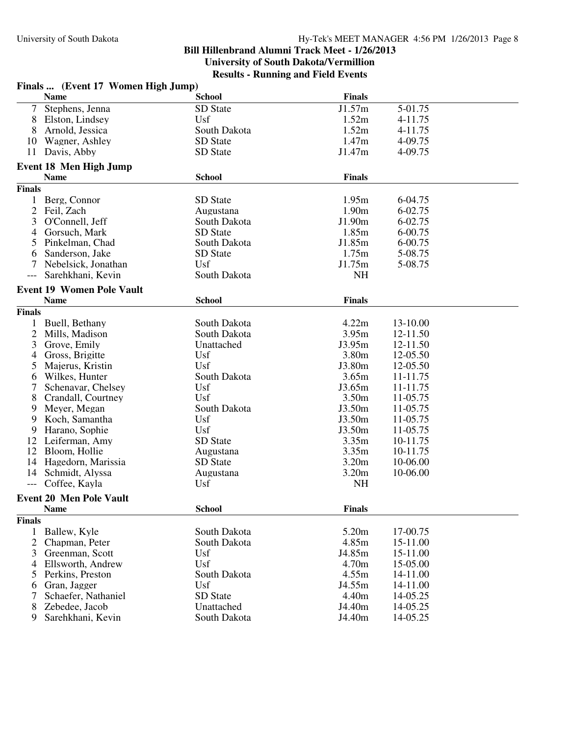## Bill Hillenbrand Alumni Track Meet - 1/26/2013
## University of South Dakota/Vermillion
## Results - Running and Field Events

### Finals ... (Event 17 Women High Jump)

| | Name | School | Finals | |
|---|---|---|---|---|
| 7 | Stephens, Jenna | SD State | J1.57m | 5-01.75 |
| 8 | Elston, Lindsey | Usf | 1.52m | 4-11.75 |
| 8 | Arnold, Jessica | South Dakota | 1.52m | 4-11.75 |
| 10 | Wagner, Ashley | SD State | 1.47m | 4-09.75 |
| 11 | Davis, Abby | SD State | J1.47m | 4-09.75 |

### Event 18 Men High Jump

| | Name | School | Finals | |
|---|---|---|---|---|
| **Finals** | | | | |
| 1 | Berg, Connor | SD State | 1.95m | 6-04.75 |
| 2 | Feil, Zach | Augustana | 1.90m | 6-02.75 |
| 3 | O'Connell, Jeff | South Dakota | J1.90m | 6-02.75 |
| 4 | Gorsuch, Mark | SD State | 1.85m | 6-00.75 |
| 5 | Pinkelman, Chad | South Dakota | J1.85m | 6-00.75 |
| 6 | Sanderson, Jake | SD State | 1.75m | 5-08.75 |
| 7 | Nebelsick, Jonathan | Usf | J1.75m | 5-08.75 |
| --- | Sarehkhani, Kevin | South Dakota | NH | |

### Event 19 Women Pole Vault

| | Name | School | Finals | |
|---|---|---|---|---|
| **Finals** | | | | |
| 1 | Buell, Bethany | South Dakota | 4.22m | 13-10.00 |
| 2 | Mills, Madison | South Dakota | 3.95m | 12-11.50 |
| 3 | Grove, Emily | Unattached | J3.95m | 12-11.50 |
| 4 | Gross, Brigitte | Usf | 3.80m | 12-05.50 |
| 5 | Majerus, Kristin | Usf | J3.80m | 12-05.50 |
| 6 | Wilkes, Hunter | South Dakota | 3.65m | 11-11.75 |
| 7 | Schenavar, Chelsey | Usf | J3.65m | 11-11.75 |
| 8 | Crandall, Courtney | Usf | 3.50m | 11-05.75 |
| 9 | Meyer, Megan | South Dakota | J3.50m | 11-05.75 |
| 9 | Koch, Samantha | Usf | J3.50m | 11-05.75 |
| 9 | Harano, Sophie | Usf | J3.50m | 11-05.75 |
| 12 | Leiferman, Amy | SD State | 3.35m | 10-11.75 |
| 12 | Bloom, Hollie | Augustana | 3.35m | 10-11.75 |
| 14 | Hagedorn, Marissia | SD State | 3.20m | 10-06.00 |
| 14 | Schmidt, Alyssa | Augustana | 3.20m | 10-06.00 |
| --- | Coffee, Kayla | Usf | NH | |

### Event 20 Men Pole Vault

| | Name | School | Finals | |
|---|---|---|---|---|
| **Finals** | | | | |
| 1 | Ballew, Kyle | South Dakota | 5.20m | 17-00.75 |
| 2 | Chapman, Peter | South Dakota | 4.85m | 15-11.00 |
| 3 | Greenman, Scott | Usf | J4.85m | 15-11.00 |
| 4 | Ellsworth, Andrew | Usf | 4.70m | 15-05.00 |
| 5 | Perkins, Preston | South Dakota | 4.55m | 14-11.00 |
| 6 | Gran, Jagger | Usf | J4.55m | 14-11.00 |
| 7 | Schaefer, Nathaniel | SD State | 4.40m | 14-05.25 |
| 8 | Zebedee, Jacob | Unattached | J4.40m | 14-05.25 |
| 9 | Sarehkhani, Kevin | South Dakota | J4.40m | 14-05.25 |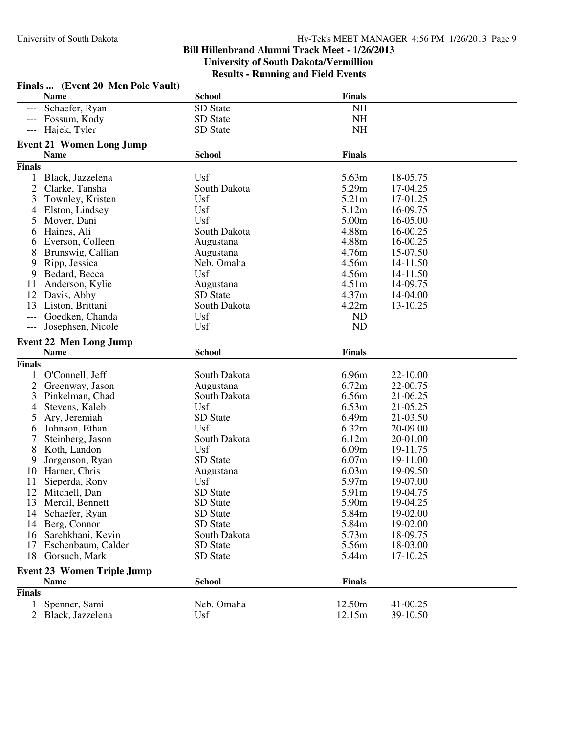## Bill Hillenbrand Alumni Track Meet - 1/26/2013
## University of South Dakota/Vermillion
## Results - Running and Field Events

### Finals ... (Event 20 Men Pole Vault)

| | Name | School | Finals | |
|---|---|---|---|---|
| --- | Schaefer, Ryan | SD State | NH | |
| --- | Fossum, Kody | SD State | NH | |
| --- | Hajek, Tyler | SD State | NH | |

### Event 21 Women Long Jump

| | Name | School | Finals | |
|---|---|---|---|---|
| **Finals** | | | | |
| 1 | Black, Jazzelena | Usf | 5.63m | 18-05.75 |
| 2 | Clarke, Tansha | South Dakota | 5.29m | 17-04.25 |
| 3 | Townley, Kristen | Usf | 5.21m | 17-01.25 |
| 4 | Elston, Lindsey | Usf | 5.12m | 16-09.75 |
| 5 | Moyer, Dani | Usf | 5.00m | 16-05.00 |
| 6 | Haines, Ali | South Dakota | 4.88m | 16-00.25 |
| 6 | Everson, Colleen | Augustana | 4.88m | 16-00.25 |
| 8 | Brunswig, Callian | Augustana | 4.76m | 15-07.50 |
| 9 | Ripp, Jessica | Neb. Omaha | 4.56m | 14-11.50 |
| 9 | Bedard, Becca | Usf | 4.56m | 14-11.50 |
| 11 | Anderson, Kylie | Augustana | 4.51m | 14-09.75 |
| 12 | Davis, Abby | SD State | 4.37m | 14-04.00 |
| 13 | Liston, Brittani | South Dakota | 4.22m | 13-10.25 |
| --- | Goedken, Chanda | Usf | ND | |
| --- | Josephsen, Nicole | Usf | ND | |

### Event 22 Men Long Jump

| | Name | School | Finals | |
|---|---|---|---|---|
| **Finals** | | | | |
| 1 | O'Connell, Jeff | South Dakota | 6.96m | 22-10.00 |
| 2 | Greenway, Jason | Augustana | 6.72m | 22-00.75 |
| 3 | Pinkelman, Chad | South Dakota | 6.56m | 21-06.25 |
| 4 | Stevens, Kaleb | Usf | 6.53m | 21-05.25 |
| 5 | Ary, Jeremiah | SD State | 6.49m | 21-03.50 |
| 6 | Johnson, Ethan | Usf | 6.32m | 20-09.00 |
| 7 | Steinberg, Jason | South Dakota | 6.12m | 20-01.00 |
| 8 | Koth, Landon | Usf | 6.09m | 19-11.75 |
| 9 | Jorgenson, Ryan | SD State | 6.07m | 19-11.00 |
| 10 | Harner, Chris | Augustana | 6.03m | 19-09.50 |
| 11 | Sieperda, Rony | Usf | 5.97m | 19-07.00 |
| 12 | Mitchell, Dan | SD State | 5.91m | 19-04.75 |
| 13 | Mercil, Bennett | SD State | 5.90m | 19-04.25 |
| 14 | Schaefer, Ryan | SD State | 5.84m | 19-02.00 |
| 14 | Berg, Connor | SD State | 5.84m | 19-02.00 |
| 16 | Sarehkhani, Kevin | South Dakota | 5.73m | 18-09.75 |
| 17 | Eschenbaum, Calder | SD State | 5.56m | 18-03.00 |
| 18 | Gorsuch, Mark | SD State | 5.44m | 17-10.25 |

### Event 23 Women Triple Jump

| | Name | School | Finals | |
|---|---|---|---|---|
| **Finals** | | | | |
| 1 | Spenner, Sami | Neb. Omaha | 12.50m | 41-00.25 |
| 2 | Black, Jazzelena | Usf | 12.15m | 39-10.50 |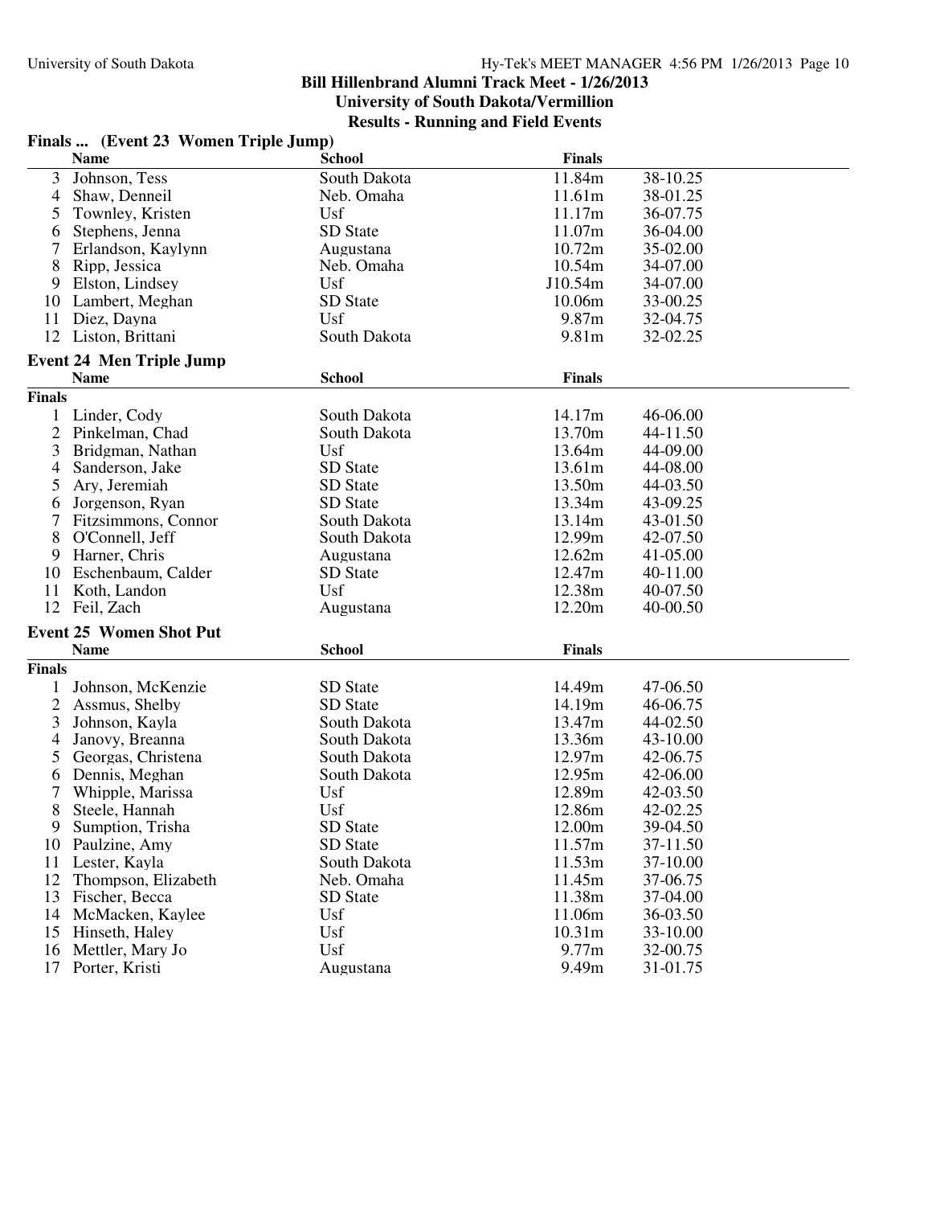**Bill Hillenbrand Alumni Track Meet - 1/26/2013**
**University of South Dakota/Vermillion**
**Results - Running and Field Events**

### Finals ... (Event 23 Women Triple Jump)

| | Name | School | Finals | |
|---|---|---|---|---|
| 3 | Johnson, Tess | South Dakota | 11.84m | 38-10.25 |
| 4 | Shaw, Denneil | Neb. Omaha | 11.61m | 38-01.25 |
| 5 | Townley, Kristen | Usf | 11.17m | 36-07.75 |
| 6 | Stephens, Jenna | SD State | 11.07m | 36-04.00 |
| 7 | Erlandson, Kaylynn | Augustana | 10.72m | 35-02.00 |
| 8 | Ripp, Jessica | Neb. Omaha | 10.54m | 34-07.00 |
| 9 | Elston, Lindsey | Usf | J10.54m | 34-07.00 |
| 10 | Lambert, Meghan | SD State | 10.06m | 33-00.25 |
| 11 | Diez, Dayna | Usf | 9.87m | 32-04.75 |
| 12 | Liston, Brittani | South Dakota | 9.81m | 32-02.25 |

### Event 24 Men Triple Jump

| | Name | School | Finals | |
|---|---|---|---|---|
| **Finals** | | | | |
| 1 | Linder, Cody | South Dakota | 14.17m | 46-06.00 |
| 2 | Pinkelman, Chad | South Dakota | 13.70m | 44-11.50 |
| 3 | Bridgman, Nathan | Usf | 13.64m | 44-09.00 |
| 4 | Sanderson, Jake | SD State | 13.61m | 44-08.00 |
| 5 | Ary, Jeremiah | SD State | 13.50m | 44-03.50 |
| 6 | Jorgenson, Ryan | SD State | 13.34m | 43-09.25 |
| 7 | Fitzsimmons, Connor | South Dakota | 13.14m | 43-01.50 |
| 8 | O'Connell, Jeff | South Dakota | 12.99m | 42-07.50 |
| 9 | Harner, Chris | Augustana | 12.62m | 41-05.00 |
| 10 | Eschenbaum, Calder | SD State | 12.47m | 40-11.00 |
| 11 | Koth, Landon | Usf | 12.38m | 40-07.50 |
| 12 | Feil, Zach | Augustana | 12.20m | 40-00.50 |

### Event 25 Women Shot Put

| | Name | School | Finals | |
|---|---|---|---|---|
| **Finals** | | | | |
| 1 | Johnson, McKenzie | SD State | 14.49m | 47-06.50 |
| 2 | Assmus, Shelby | SD State | 14.19m | 46-06.75 |
| 3 | Johnson, Kayla | South Dakota | 13.47m | 44-02.50 |
| 4 | Janovy, Breanna | South Dakota | 13.36m | 43-10.00 |
| 5 | Georgas, Christena | South Dakota | 12.97m | 42-06.75 |
| 6 | Dennis, Meghan | South Dakota | 12.95m | 42-06.00 |
| 7 | Whipple, Marissa | Usf | 12.89m | 42-03.50 |
| 8 | Steele, Hannah | Usf | 12.86m | 42-02.25 |
| 9 | Sumption, Trisha | SD State | 12.00m | 39-04.50 |
| 10 | Paulzine, Amy | SD State | 11.57m | 37-11.50 |
| 11 | Lester, Kayla | South Dakota | 11.53m | 37-10.00 |
| 12 | Thompson, Elizabeth | Neb. Omaha | 11.45m | 37-06.75 |
| 13 | Fischer, Becca | SD State | 11.38m | 37-04.00 |
| 14 | McMacken, Kaylee | Usf | 11.06m | 36-03.50 |
| 15 | Hinseth, Haley | Usf | 10.31m | 33-10.00 |
| 16 | Mettler, Mary Jo | Usf | 9.77m | 32-00.75 |
| 17 | Porter, Kristi | Augustana | 9.49m | 31-01.75 |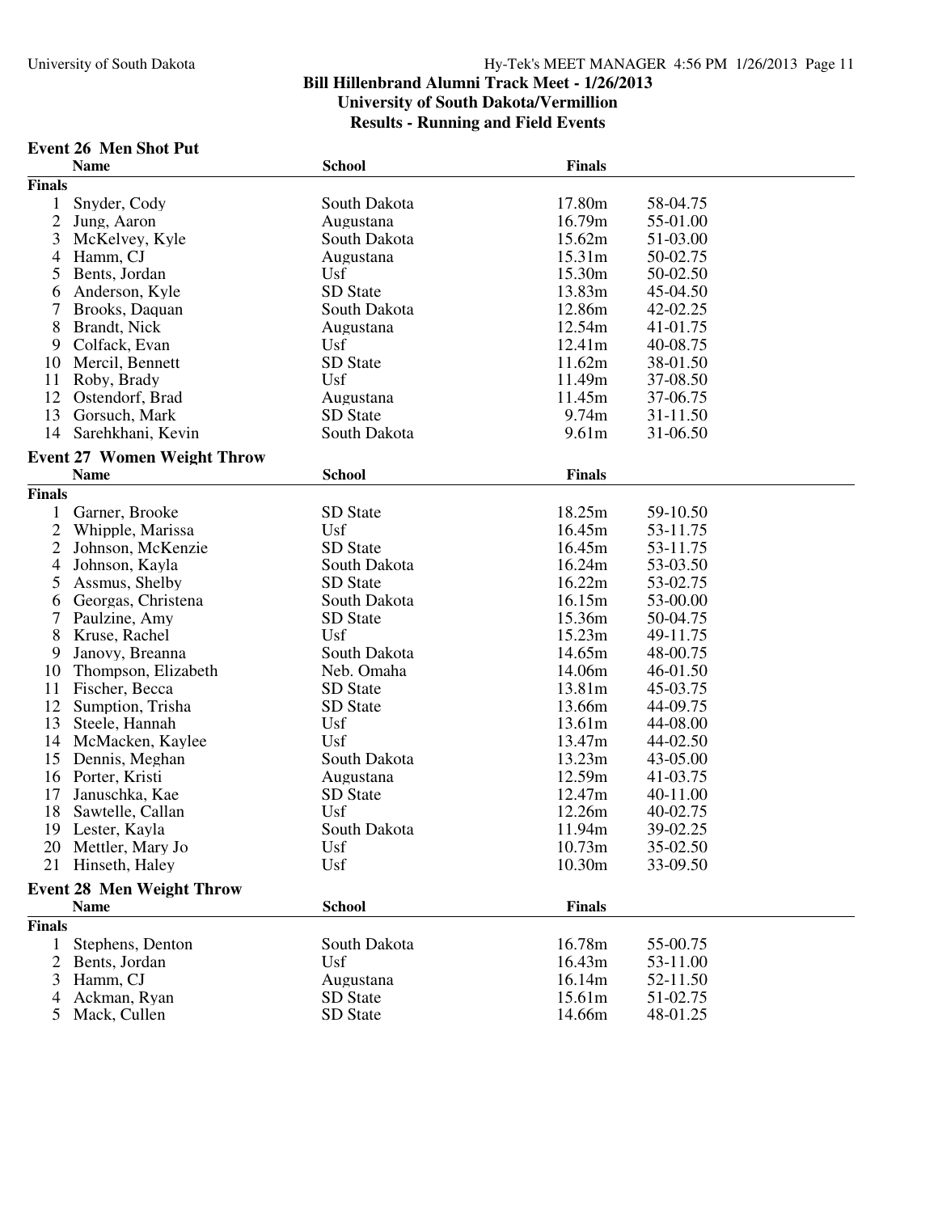**Bill Hillenbrand Alumni Track Meet - 1/26/2013**
**University of South Dakota/Vermillion**
**Results - Running and Field Events**

### Event 26 Men Shot Put

| | Name | School | Finals | |
|---|---|---|---|---|
| **Finals** | | | | |
| 1 | Snyder, Cody | South Dakota | 17.80m | 58-04.75 |
| 2 | Jung, Aaron | Augustana | 16.79m | 55-01.00 |
| 3 | McKelvey, Kyle | South Dakota | 15.62m | 51-03.00 |
| 4 | Hamm, CJ | Augustana | 15.31m | 50-02.75 |
| 5 | Bents, Jordan | Usf | 15.30m | 50-02.50 |
| 6 | Anderson, Kyle | SD State | 13.83m | 45-04.50 |
| 7 | Brooks, Daquan | South Dakota | 12.86m | 42-02.25 |
| 8 | Brandt, Nick | Augustana | 12.54m | 41-01.75 |
| 9 | Colfack, Evan | Usf | 12.41m | 40-08.75 |
| 10 | Mercil, Bennett | SD State | 11.62m | 38-01.50 |
| 11 | Roby, Brady | Usf | 11.49m | 37-08.50 |
| 12 | Ostendorf, Brad | Augustana | 11.45m | 37-06.75 |
| 13 | Gorsuch, Mark | SD State | 9.74m | 31-11.50 |
| 14 | Sarehkhani, Kevin | South Dakota | 9.61m | 31-06.50 |

### Event 27 Women Weight Throw

| | Name | School | Finals | |
|---|---|---|---|---|
| **Finals** | | | | |
| 1 | Garner, Brooke | SD State | 18.25m | 59-10.50 |
| 2 | Whipple, Marissa | Usf | 16.45m | 53-11.75 |
| 2 | Johnson, McKenzie | SD State | 16.45m | 53-11.75 |
| 4 | Johnson, Kayla | South Dakota | 16.24m | 53-03.50 |
| 5 | Assmus, Shelby | SD State | 16.22m | 53-02.75 |
| 6 | Georgas, Christena | South Dakota | 16.15m | 53-00.00 |
| 7 | Paulzine, Amy | SD State | 15.36m | 50-04.75 |
| 8 | Kruse, Rachel | Usf | 15.23m | 49-11.75 |
| 9 | Janovy, Breanna | South Dakota | 14.65m | 48-00.75 |
| 10 | Thompson, Elizabeth | Neb. Omaha | 14.06m | 46-01.50 |
| 11 | Fischer, Becca | SD State | 13.81m | 45-03.75 |
| 12 | Sumption, Trisha | SD State | 13.66m | 44-09.75 |
| 13 | Steele, Hannah | Usf | 13.61m | 44-08.00 |
| 14 | McMacken, Kaylee | Usf | 13.47m | 44-02.50 |
| 15 | Dennis, Meghan | South Dakota | 13.23m | 43-05.00 |
| 16 | Porter, Kristi | Augustana | 12.59m | 41-03.75 |
| 17 | Januschka, Kae | SD State | 12.47m | 40-11.00 |
| 18 | Sawtelle, Callan | Usf | 12.26m | 40-02.75 |
| 19 | Lester, Kayla | South Dakota | 11.94m | 39-02.25 |
| 20 | Mettler, Mary Jo | Usf | 10.73m | 35-02.50 |
| 21 | Hinseth, Haley | Usf | 10.30m | 33-09.50 |

### Event 28 Men Weight Throw

| | Name | School | Finals | |
|---|---|---|---|---|
| **Finals** | | | | |
| 1 | Stephens, Denton | South Dakota | 16.78m | 55-00.75 |
| 2 | Bents, Jordan | Usf | 16.43m | 53-11.00 |
| 3 | Hamm, CJ | Augustana | 16.14m | 52-11.50 |
| 4 | Ackman, Ryan | SD State | 15.61m | 51-02.75 |
| 5 | Mack, Cullen | SD State | 14.66m | 48-01.25 |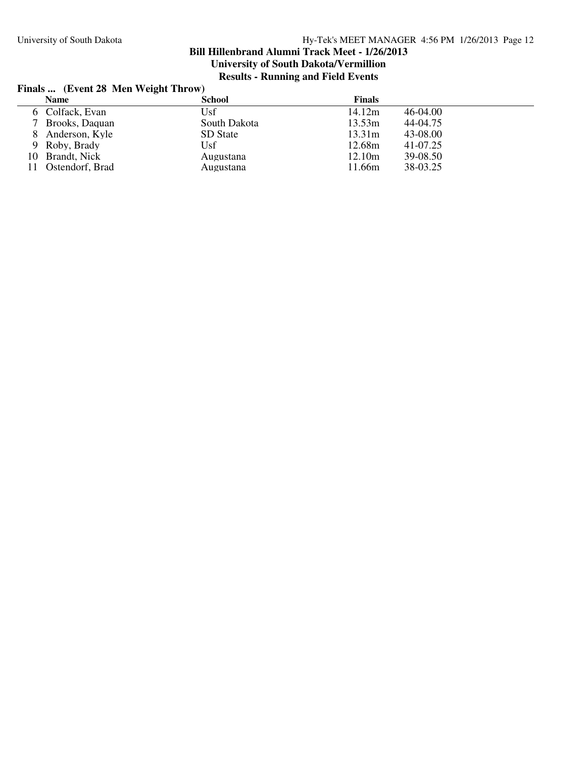## Bill Hillenbrand Alumni Track Meet - 1/26/2013
## University of South Dakota/Vermillion
## Results - Running and Field Events

**Finals ... (Event 28 Men Weight Throw)**

| | Name | School | Finals | |
|---|---|---|---|---|
| 6 | Colfack, Evan | Usf | 14.12m | 46-04.00 |
| 7 | Brooks, Daquan | South Dakota | 13.53m | 44-04.75 |
| 8 | Anderson, Kyle | SD State | 13.31m | 43-08.00 |
| 9 | Roby, Brady | Usf | 12.68m | 41-07.25 |
| 10 | Brandt, Nick | Augustana | 12.10m | 39-08.50 |
| 11 | Ostendorf, Brad | Augustana | 11.66m | 38-03.25 |